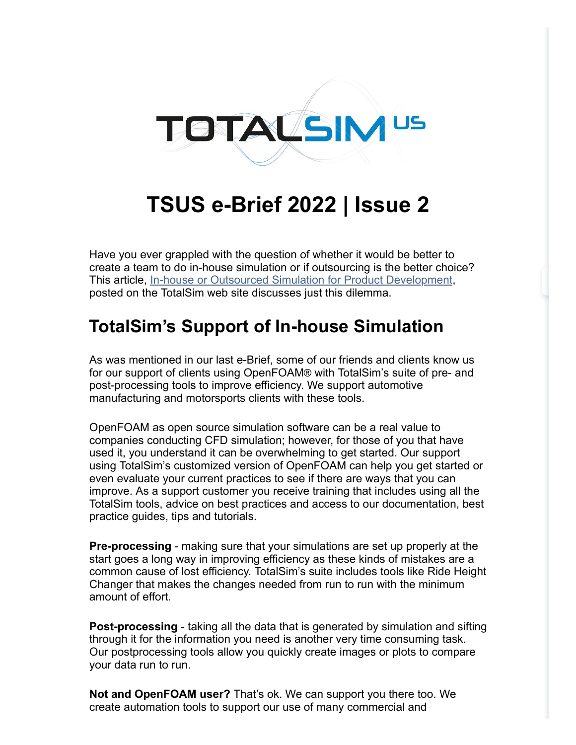# TSUS e-Brief 2022 | Issue 2

Have you ever grappled with the question of whether it would be better to create a team to do in-house simulation or if outsourcing is the better choice? This article, [In-house or Outsourced Simulation for Product Development](), posted on the TotalSim web site discusses just this dilemma.

## TotalSim's Support of In-house Simulation

As was mentioned in our last e-Brief, some of our friends and clients know us for our support of clients using OpenFOAM® with TotalSim's suite of pre- and post-processing tools to improve efficiency. We support automotive manufacturing and motorsports clients with these tools.

OpenFOAM as open source simulation software can be a real value to companies conducting CFD simulation; however, for those of you that have used it, you understand it can be overwhelming to get started. Our support using TotalSim's customized version of OpenFOAM can help you get started or even evaluate your current practices to see if there are ways that you can improve. As a support customer you receive training that includes using all the TotalSim tools, advice on best practices and access to our documentation, best practice guides, tips and tutorials.

**Pre-processing** - making sure that your simulations are set up properly at the start goes a long way in improving efficiency as these kinds of mistakes are a common cause of lost efficiency. TotalSim's suite includes tools like Ride Height Changer that makes the changes needed from run to run with the minimum amount of effort.

**Post-processing** - taking all the data that is generated by simulation and sifting through it for the information you need is another very time consuming task. Our postprocessing tools allow you quickly create images or plots to compare your data run to run.

**Not and OpenFOAM user?** That's ok. We can support you there too. We create automation tools to support our use of many commercial and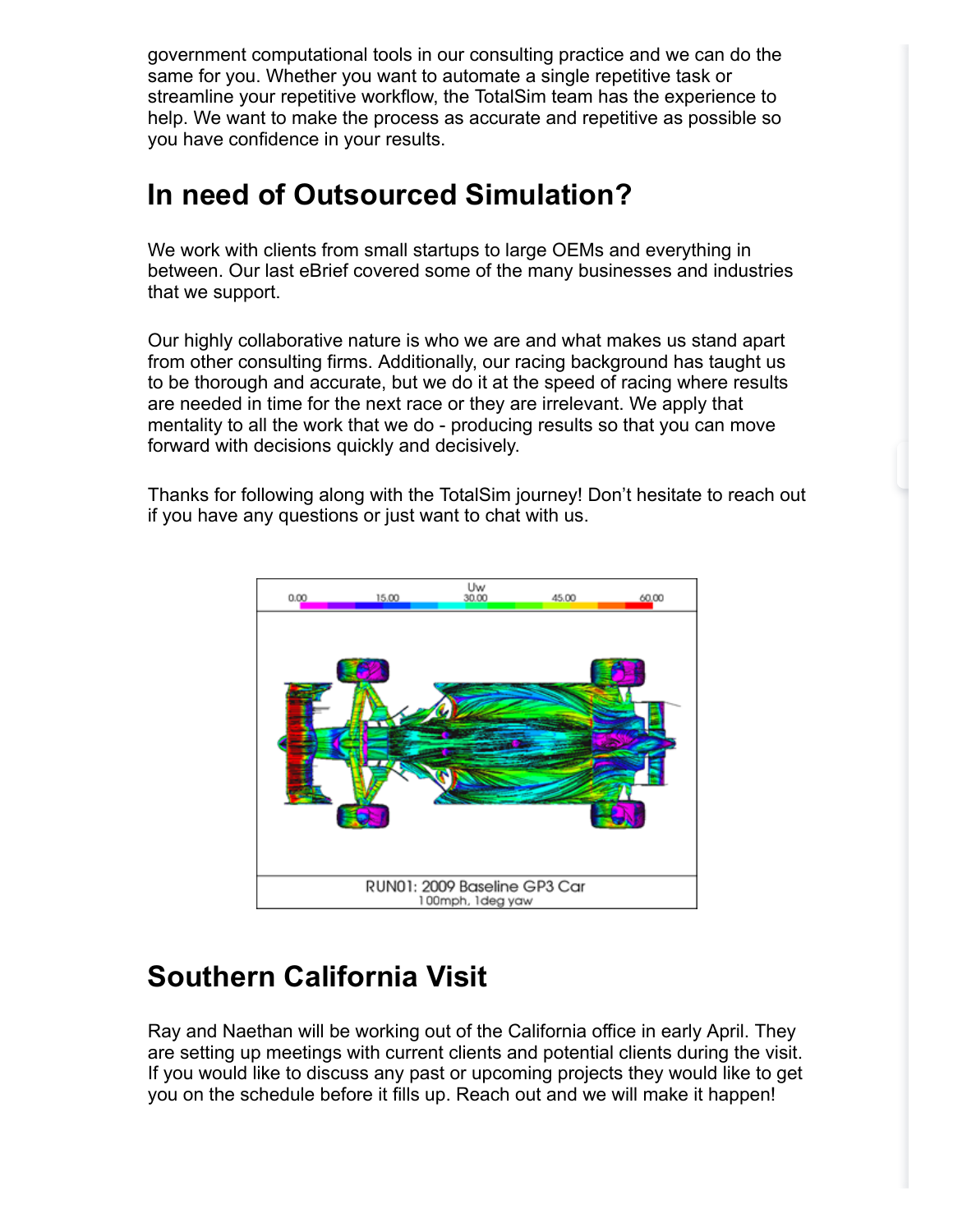government computational tools in our consulting practice and we can do the same for you. Whether you want to automate a single repetitive task or streamline your repetitive workflow, the TotalSim team has the experience to help. We want to make the process as accurate and repetitive as possible so you have confidence in your results.

## In need of Outsourced Simulation?

We work with clients from small startups to large OEMs and everything in between. Our last eBrief covered some of the many businesses and industries that we support.

Our highly collaborative nature is who we are and what makes us stand apart from other consulting firms. Additionally, our racing background has taught us to be thorough and accurate, but we do it at the speed of racing where results are needed in time for the next race or they are irrelevant. We apply that mentality to all the work that we do - producing results so that you can move forward with decisions quickly and decisively.

Thanks for following along with the TotalSim journey! Don't hesitate to reach out if you have any questions or just want to chat with us.

RUN01: 2009 Baseline GP3 Car
100mph, 1deg yaw

## Southern California Visit

Ray and Naethan will be working out of the California office in early April. They are setting up meetings with current clients and potential clients during the visit. If you would like to discuss any past or upcoming projects they would like to get you on the schedule before it fills up. Reach out and we will make it happen!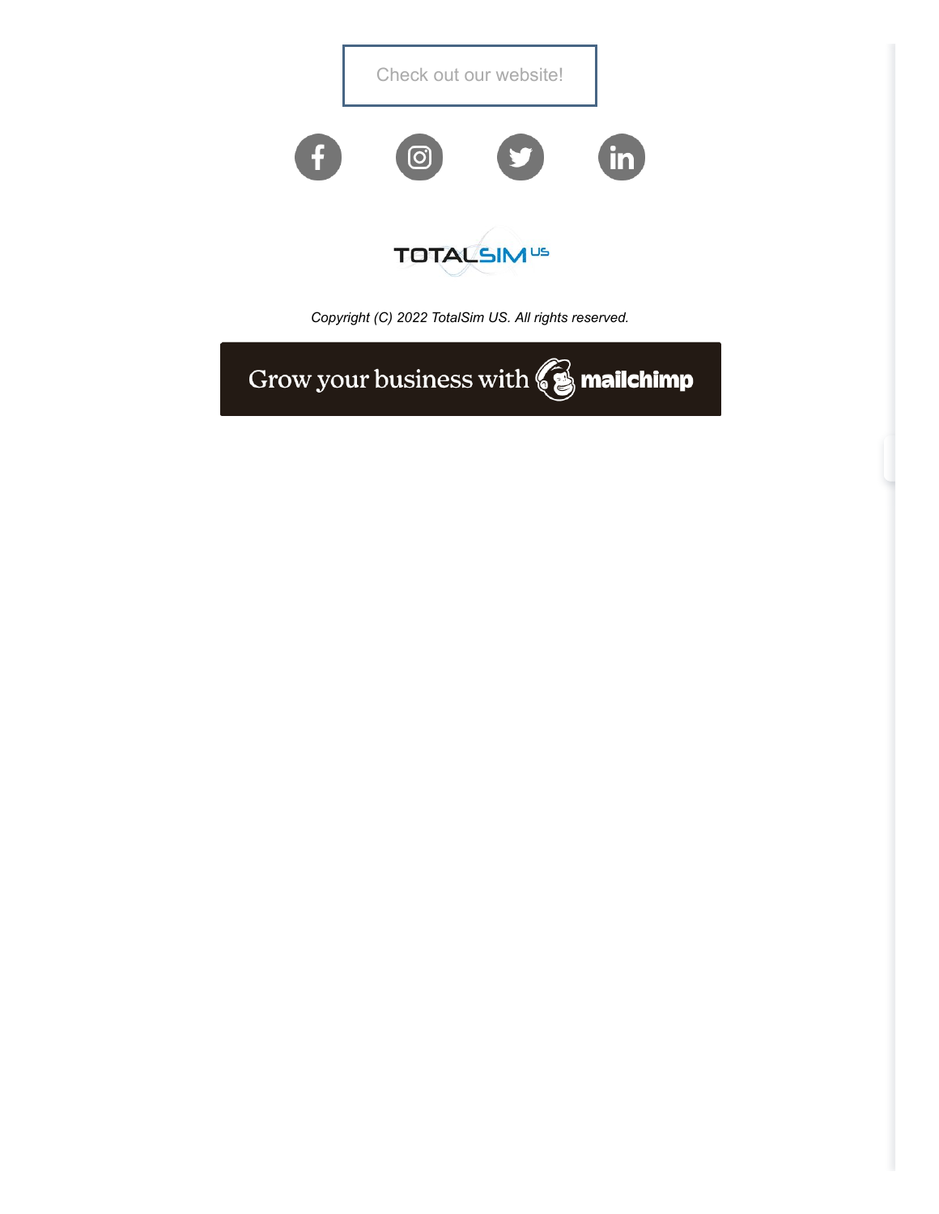Check out our website!

*Copyright (C) 2022 TotalSim US. All rights reserved.*